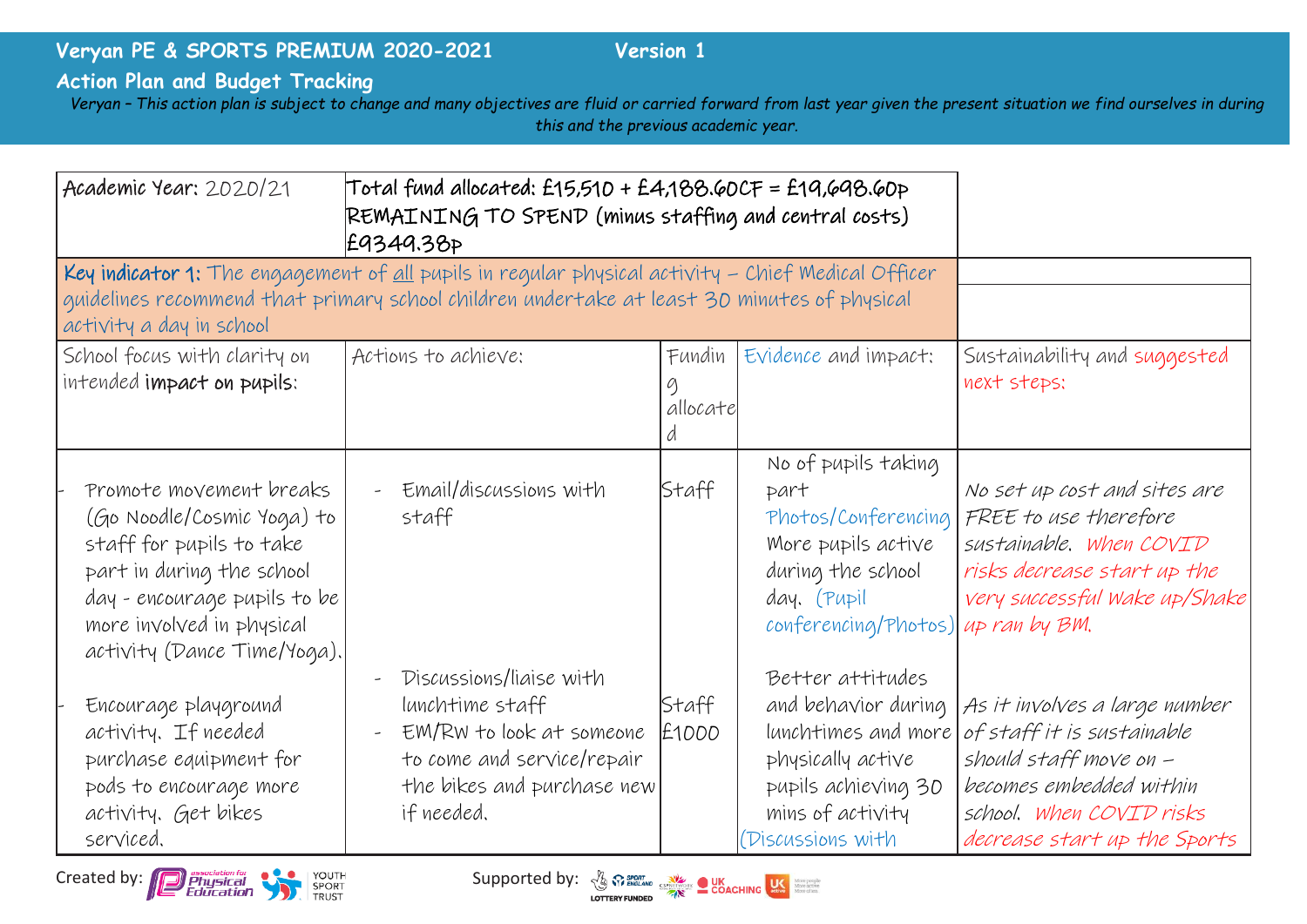# Veryan PE & SPORTS PREMIUM 2020-2021 Version 1

## Action Plan and Budget Tracking

*Veryan – This action plan is subject to change and many objectives are fluid or carried forward from last year given the present situation we find ourselves in during this and the previous academic year.*

| Academic Year: 2020/21 | Total fund allocated: £15,510 + £4,188.60CF = £19,698.60p REMAINING TO SPEND (minus staffing and central costs) £9349.38p | | | |
|---|---|---|---|---|
| **Key indicator 1:** The engagement of all pupils in regular physical activity – Chief Medical Officer guidelines recommend that primary school children undertake at least 30 minutes of physical activity a day in school | | | | |
| School focus with clarity on intended **impact on pupils**: | Actions to achieve: | Funding allocated: | Evidence and impact: | Sustainability and suggested next steps: |
| - Promote movement breaks (Go Noodle/Cosmic Yoga) to staff for pupils to take part in during the school day - encourage pupils to be more involved in physical activity (Dance Time/Yoga). | - Email/discussions with staff | Staff | No of pupils taking part Photos/Conferencing More pupils active during the school day. (Pupil conferencing/Photos) | No set up cost and sites are FREE to use therefore sustainable. When COVID risks decrease start up the very successful Wake up/Shake up ran by BM. |
| - Encourage playground activity. If needed purchase equipment for pods to encourage more activity. Get bikes serviced. | - Discussions/liaise with lunchtime staff<br>- EM/RW to look at someone to come and service/repair the bikes and purchase new if needed. | Staff<br>£1000 | Better attitudes and behavior during lunchtimes and more physically active pupils achieving 30 mins of activity (Discussions with | As it involves a large number of staff it is sustainable should staff move on – becomes embedded within school. When COVID risks decrease start up the Sports |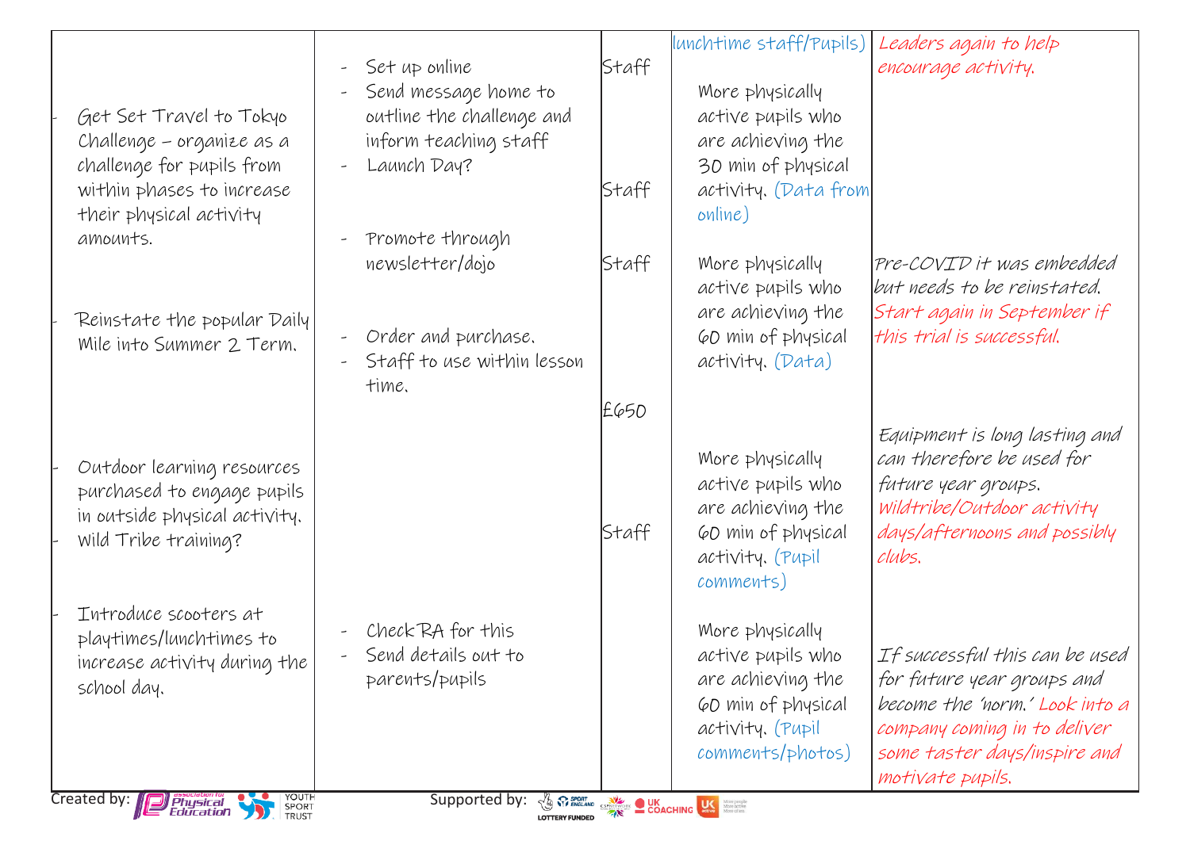| | | | | |
|---|---|---|---|---|
| | | | lunchtime staff/Pupils) | Leaders again to help encourage activity. |
| - Get Set Travel to Tokyo Challenge – organize as a challenge for pupils from within phases to increase their physical activity amounts. | - Set up online<br>- Send message home to outline the challenge and inform teaching staff<br>- Launch Day? | Staff<br><br>Staff | More physically active pupils who are achieving the 30 min of physical activity. (Data from online) | |
| - Reinstate the popular Daily Mile into Summer 2 Term. | - Promote through newsletter/dojo | Staff | More physically active pupils who are achieving the 60 min of physical activity. (Data) | Pre-COVID it was embedded but needs to be reinstated. Start again in September if this trial is successful. |
| - Outdoor learning resources purchased to engage pupils in outside physical activity.<br>- Wild Tribe training? | - Order and purchase.<br>- Staff to use within lesson time. | £650<br><br>Staff | More physically active pupils who are achieving the 60 min of physical activity. (Pupil comments) | Equipment is long lasting and can therefore be used for future year groups. Wildtribe/Outdoor activity days/afternoons and possibly clubs. |
| - Introduce scooters at playtimes/lunchtimes to increase activity during the school day. | - Check RA for this<br>- Send details out to parents/pupils | | More physically active pupils who are achieving the 60 min of physical activity. (Pupil comments/photos) | If successful this can be used for future year groups and become the 'norm.' Look into a company coming in to deliver some taster days/inspire and motivate pupils. |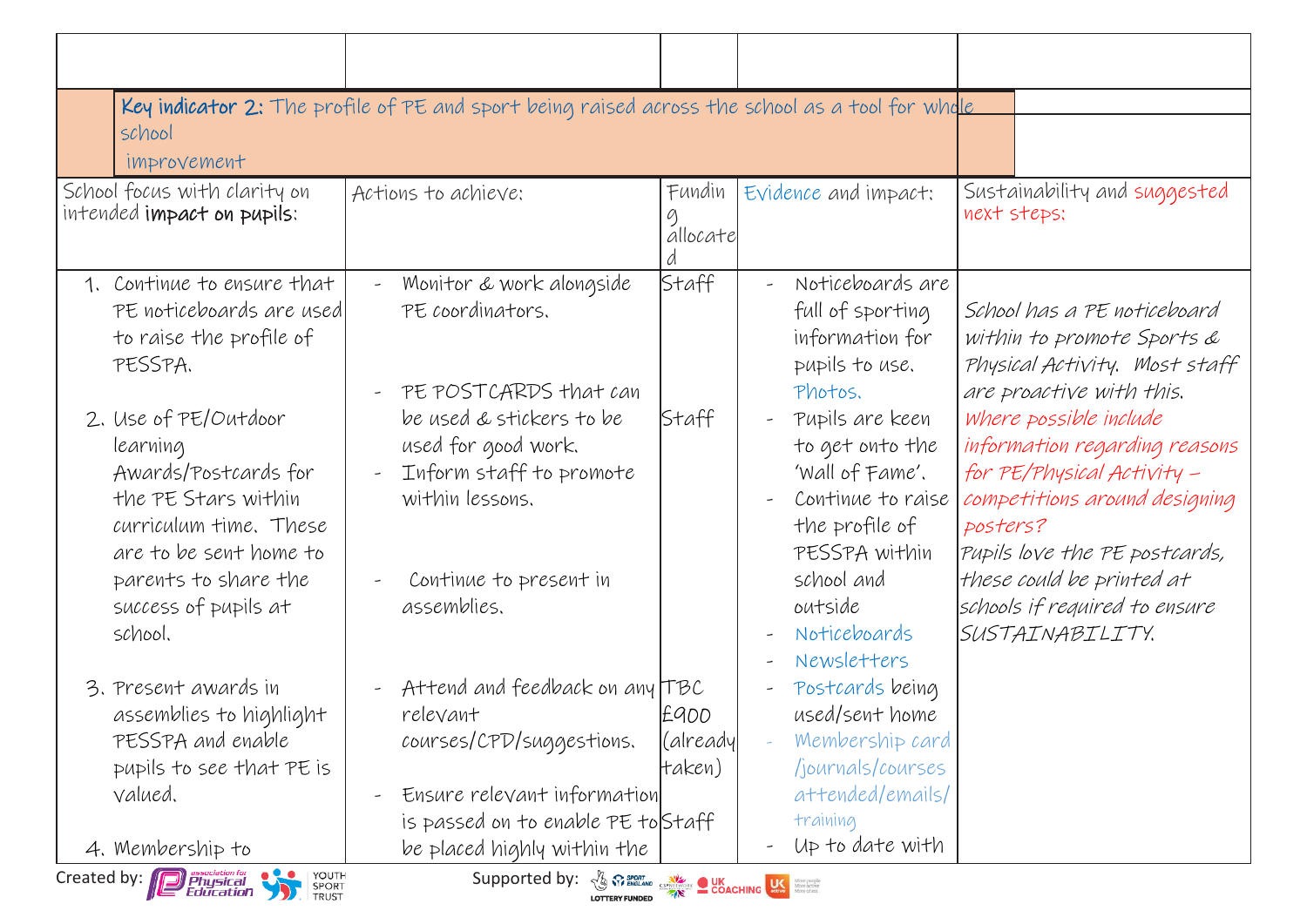| | | | | |
|---|---|---|---|---|
| **Key indicator 2:** The profile of PE and sport being raised across the school as a tool for whole school improvement | | | | |
| School focus with clarity on intended **impact on pupils**: | Actions to achieve: | Funding allocated | Evidence and impact: | Sustainability and suggested next steps: |
| 1. Continue to ensure that PE noticeboards are used to raise the profile of PESSPA.<br><br>2. Use of PE/Outdoor learning Awards/Postcards for the PE Stars within curriculum time. These are to be sent home to parents to share the success of pupils at school.<br><br>3. Present awards in assemblies to highlight PESSPA and enable pupils to see that PE is valued.<br><br>4. Membership to | - Monitor & work alongside PE coordinators.<br><br>- PE POSTCARDS that can be used & stickers to be used for good work.<br>- Inform staff to promote within lessons.<br><br>- Continue to present in assemblies.<br><br>- Attend and feedback on any relevant courses/CPD/suggestions.<br><br>- Ensure relevant information is passed on to enable PE to be placed highly within the | Staff<br><br>Staff<br><br>TBC<br>£900 (already taken)<br><br>Staff | - Noticeboards are full of sporting information for pupils to use. Photos.<br>- Pupils are keen to get onto the 'Wall of Fame'.<br>- Continue to raise the profile of PESSPA within school and outside<br>- Noticeboards<br>- Newsletters<br>- Postcards being used/sent home<br>- Membership card /journals/courses attended/emails/ training<br>- Up to date with | *School has a PE noticeboard within to promote Sports & Physical Activity. Most staff are proactive with this.*<br>*Where possible include information regarding reasons for PE/Physical Activity – competitions around designing posters?*<br>*Pupils love the PE postcards, these could be printed at schools if required to ensure SUSTAINABILITY.* |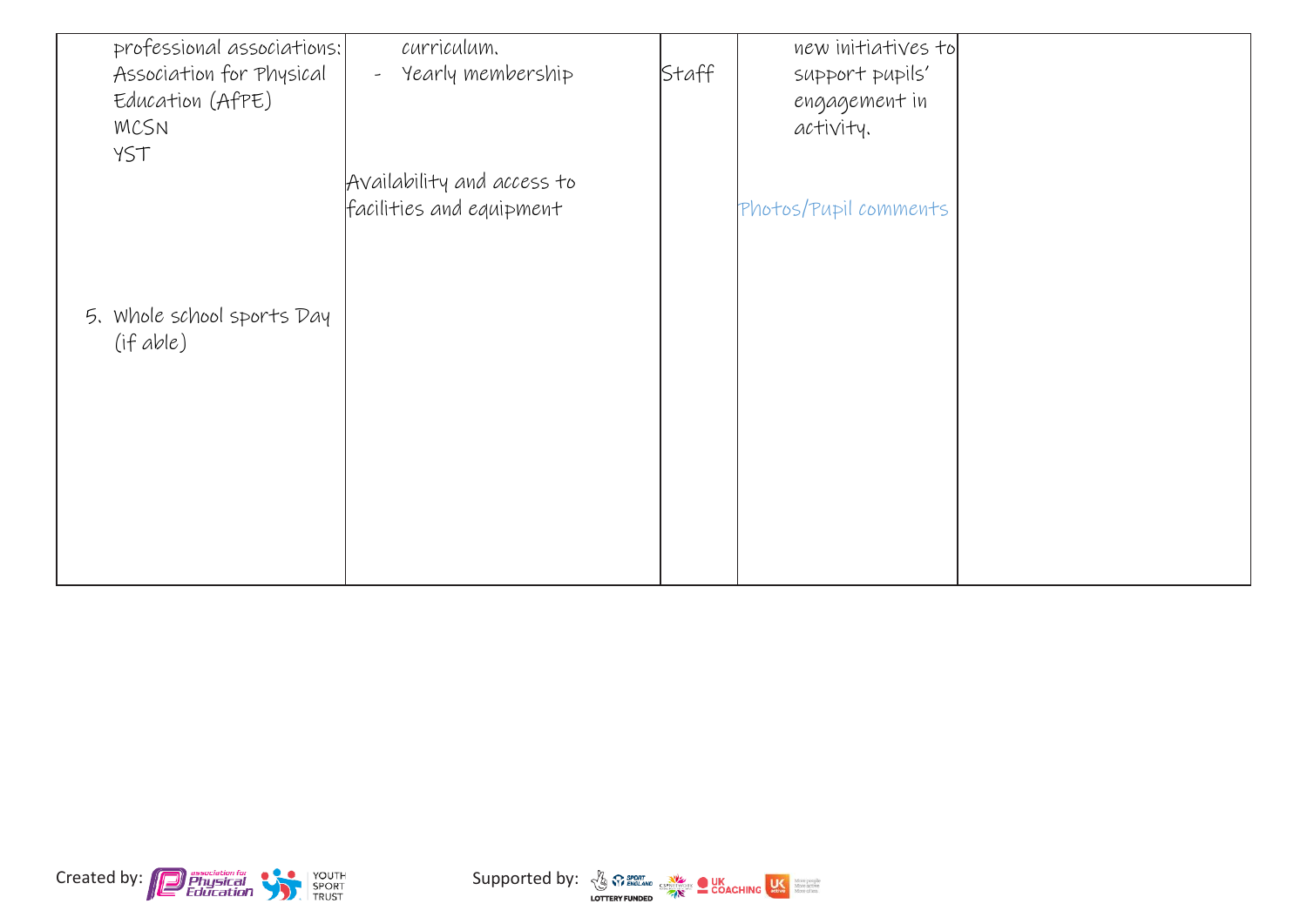| | | | | |
|---|---|---|---|---|
| professional associations:<br>Association for Physical Education (AfPE)<br>MCSN<br>YST<br><br><br><br><br>5. Whole school sports Day (if able) | curriculum.<br>- Yearly membership<br><br>Availability and access to facilities and equipment | Staff | new initiatives to support pupils' engagement in activity.<br><br>Photos/Pupil comments | |

Created by: association for Physical Education, Youth Sport Trust

Supported by: Sport England, Lottery Funded, CSP Network, UK Coaching, UK Active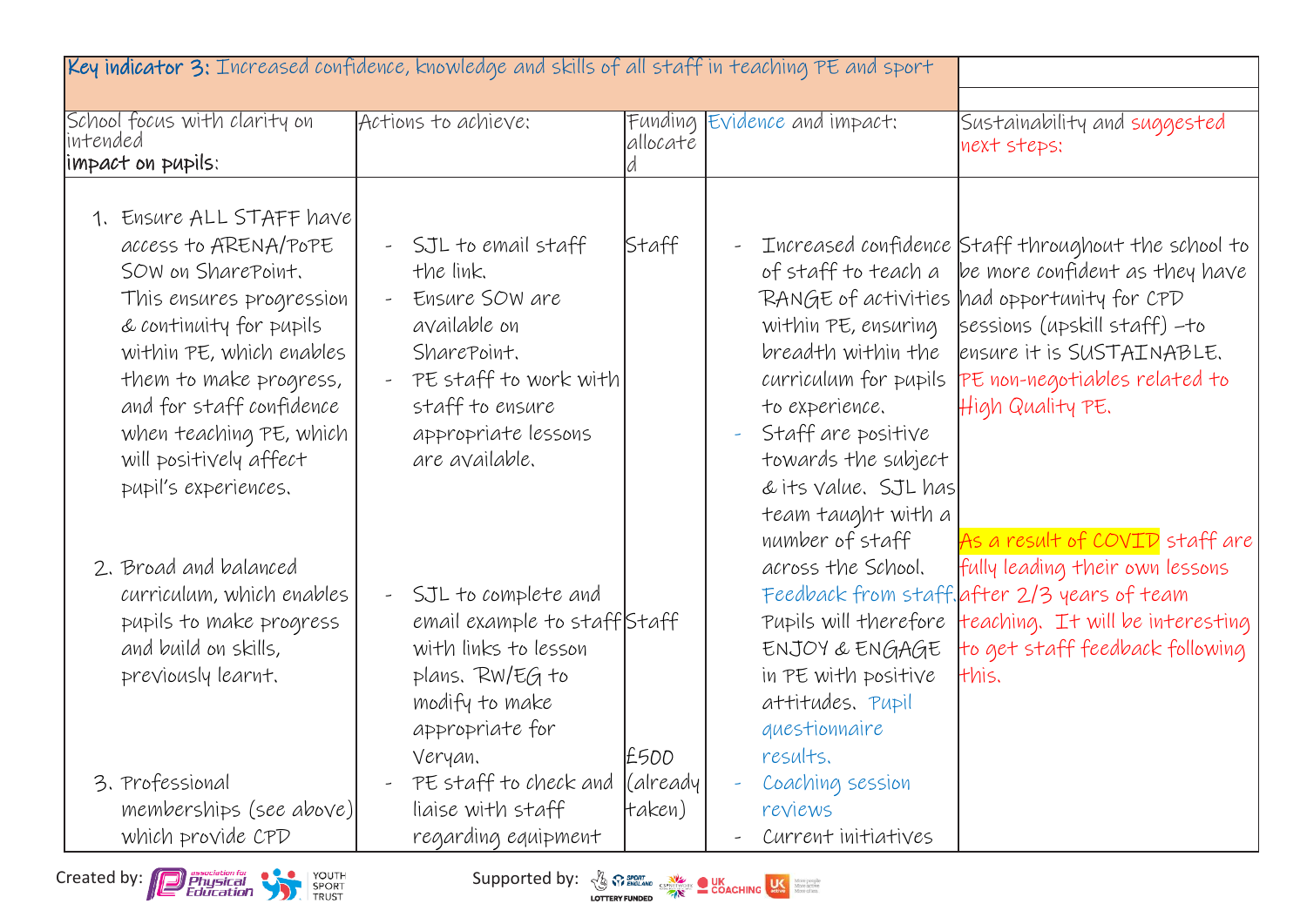| **Key indicator 3:** Increased confidence, knowledge and skills of all staff in teaching PE and sport | | | | |
|---|---|---|---|---|
| School focus with clarity on intended **impact on pupils**: | Actions to achieve: | Funding allocated | Evidence and impact: | Sustainability and suggested next steps: |
| 1. Ensure ALL STAFF have access to ARENA/PoPE SOW on SharePoint. This ensures progression & continuity for pupils within PE, which enables them to make progress, and for staff confidence when teaching PE, which will positively affect pupil's experiences.<br><br>2. Broad and balanced curriculum, which enables pupils to make progress and build on skills, previously learnt.<br><br>3. Professional memberships (see above) which provide CPD | - SJL to email staff the link.<br>- Ensure SOW are available on SharePoint.<br>- PE staff to work with staff to ensure appropriate lessons are available.<br><br>- SJL to complete and email example to staff with links to lesson plans. RW/EG to modify to make appropriate for Veryan.<br>- PE staff to check and liaise with staff regarding equipment | Staff<br><br>Staff<br><br>£500 (already taken) | - Increased confidence of staff to teach a RANGE of activities within PE, ensuring breadth within the curriculum for pupils to experience.<br>- Staff are positive towards the subject & its value. SJL has team taught with a number of staff across the School. Feedback from staff. Pupils will therefore ENJOY & ENGAGE in PE with positive attitudes. Pupil questionnaire results.<br>- Coaching session reviews<br>- Current initiatives | Staff throughout the school to be more confident as they have had opportunity for CPD sessions (upskill staff) –to ensure it is SUSTAINABLE. PE non-negotiables related to High Quality PE.<br><br>As a result of COVID staff are fully leading their own lessons after 2/3 years of team teaching. It will be interesting to get staff feedback following this. |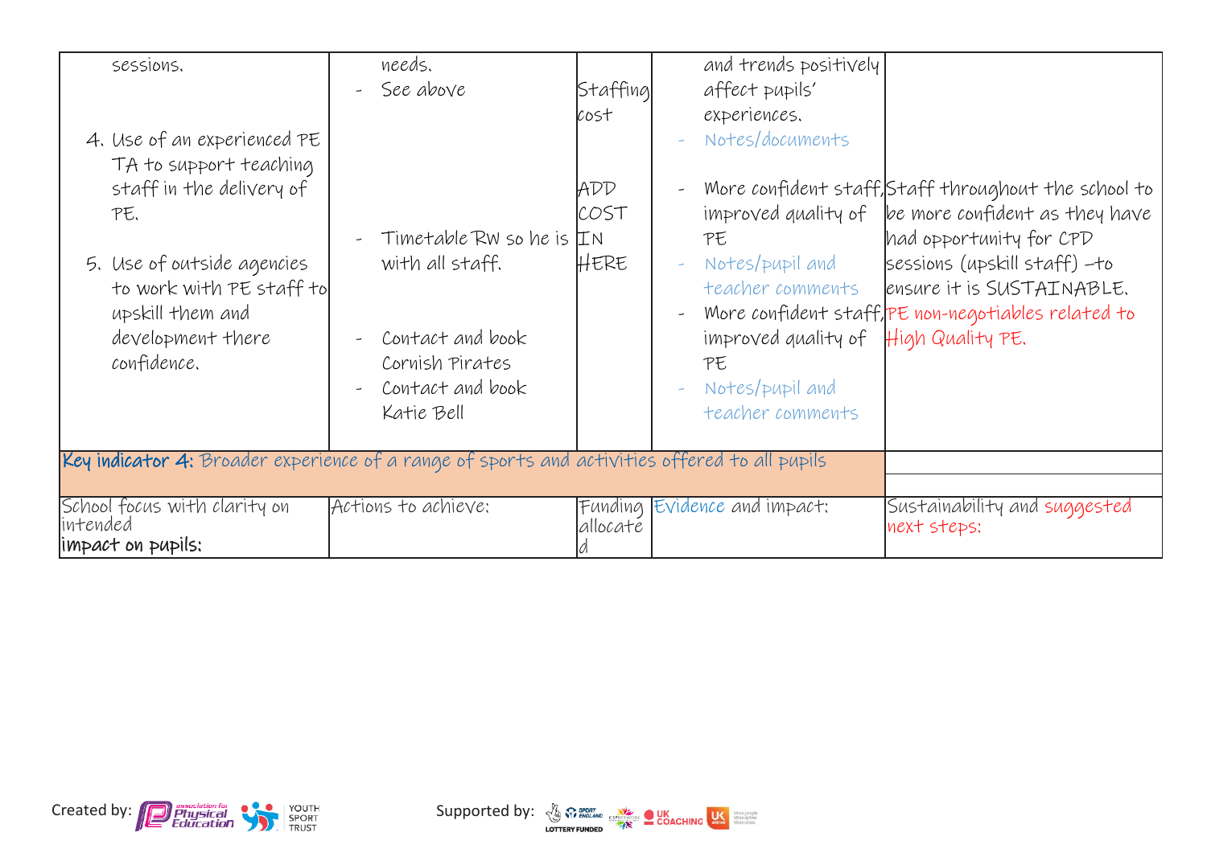| | | | | |
|---|---|---|---|---|
| sessions.<br><br>4. Use of an experienced PE TA to support teaching staff in the delivery of PE.<br><br>5. Use of outside agencies to work with PE staff to upskill them and development there confidence. | needs.<br>- See above<br><br>- Timetable RW so he is with all staff.<br><br>- Contact and book Cornish Pirates<br>- Contact and book Katie Bell | Staffing cost<br><br>ADD COST IN HERE | and trends positively affect pupils' experiences.<br>- Notes/documents<br>- More confident staff, improved quality of PE<br>- Notes/pupil and teacher comments<br>- More confident staff, improved quality of PE<br>- Notes/pupil and teacher comments | Staff throughout the school to be more confident as they have had opportunity for CPD sessions (upskill staff) –to ensure it is SUSTAINABLE.<br>PE non-negotiables related to High Quality PE. |
| **Key indicator 4:** Broader experience of a range of sports and activities offered to all pupils | | | | |
| School focus with clarity on intended **impact on pupils:** | Actions to achieve: | Funding allocated | Evidence and impact: | Sustainability and suggested next steps: |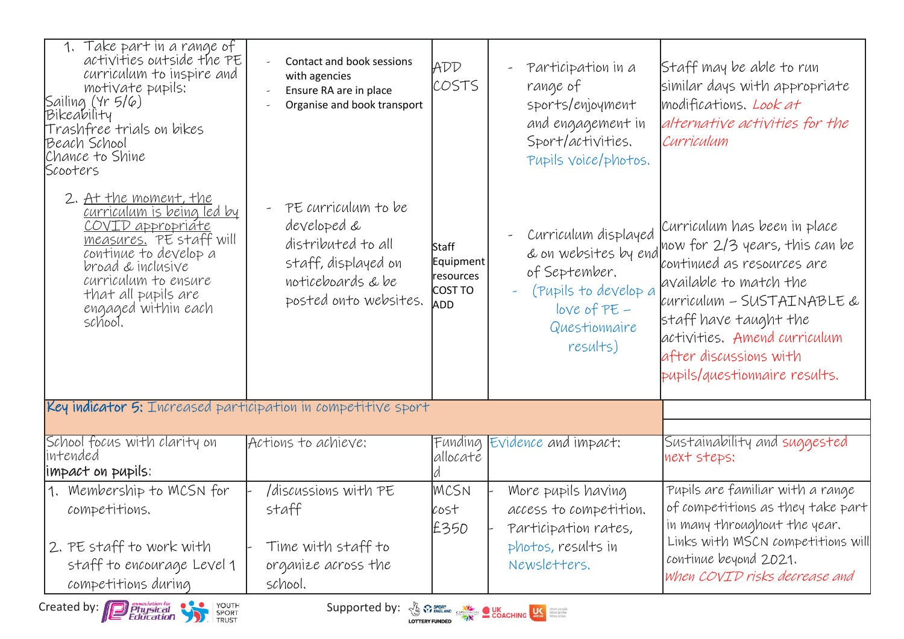| | | | | |
|---|---|---|---|---|
| 1. Take part in a range of activities outside the PE curriculum to inspire and motivate pupils:<br>Sailing (Yr 5/6)<br>Bikeability<br>Trashfree trials on bikes<br>Beach School<br>Chance to Shine<br>Scooters | - Contact and book sessions with agencies<br>- Ensure RA are in place<br>- Organise and book transport | ADD COSTS | - Participation in a range of sports/enjoyment and engagement in Sport/activities. Pupils voice/photos. | Staff may be able to run similar days with appropriate modifications. *Look at alternative activities for the Curriculum* |
| 2. At the moment, the curriculum is being led by COVID appropriate measures. PE staff will continue to develop a broad & inclusive curriculum to ensure that all pupils are engaged within each school. | - PE curriculum to be developed & distributed to all staff, displayed on noticeboards & be posted onto websites. | Staff Equipment resources COST TO ADD | - Curriculum displayed & on websites by end of September.<br>- (Pupils to develop a love of PE – Questionnaire results) | Curriculum has been in place now for 2/3 years, this can be continued as resources are available to match the curriculum – SUSTAINABLE & staff have taught the activities. *Amend curriculum after discussions with pupils/questionnaire results.* |

| Key indicator 5: Increased participation in competitive sport | | | | |
|---|---|---|---|---|
| School focus with clarity on intended **impact on pupils:** | Actions to achieve: | Funding allocated | Evidence and impact: | Sustainability and suggested next steps: |
| 1. Membership to MCSN for competitions.<br><br>2. PE staff to work with staff to encourage Level 1 competitions during | - /discussions with PE staff<br><br>- Time with staff to organize across the school. | MCSN cost £350 | - More pupils having access to competition.<br>- Participation rates, photos, results in Newsletters. | Pupils are familiar with a range of competitions as they take part in many throughout the year. Links with MSCN competitions will continue beyond 2021.<br>*When COVID risks decrease and* |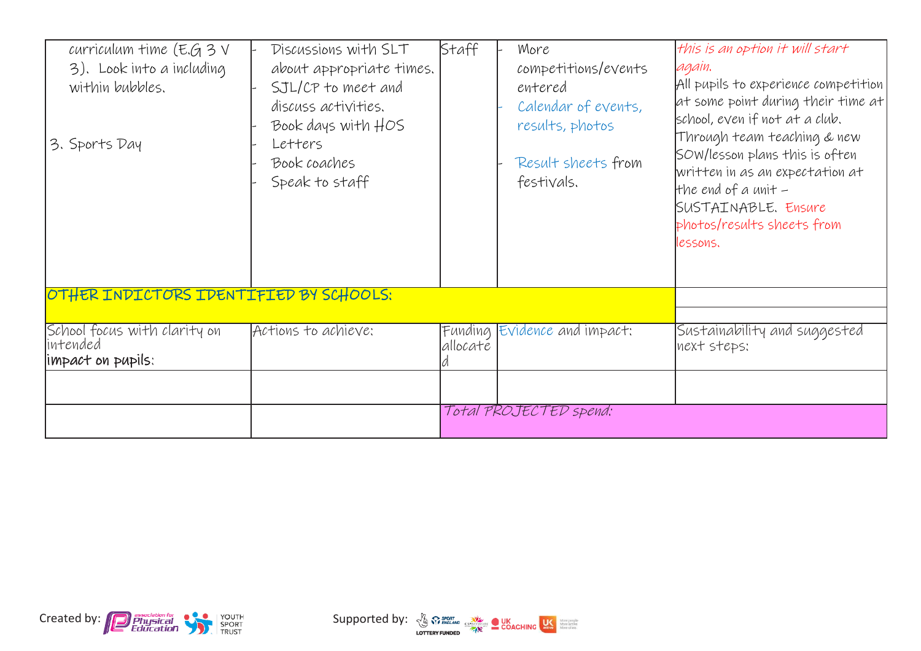| | | | | |
|---|---|---|---|---|
| curriculum time (E.G 3 V 3). Look into a including within bubbles.<br><br>3. Sports Day | - Discussions with SLT about appropriate times.<br>- SJL/CP to meet and discuss activities.<br>- Book days with HOS<br>- Letters<br>- Book coaches<br>- Speak to staff | Staff | - More competitions/events entered<br>- Calendar of events, results, photos<br><br>- Result sheets from festivals. | *this is an option it will start again.*<br>All pupils to experience competition at some point during their time at school, even if not at a club. Through team teaching & new SOW/lesson plans this is often written in as an expectation at the end of a unit – SUSTAINABLE. Ensure photos/results sheets from lessons. |
| **OTHER INDICTORS IDENTIFIED BY SCHOOLS:** | | | | |
| School focus with clarity on intended **impact on pupils**: | Actions to achieve: | Funding allocated | Evidence and impact: | Sustainability and suggested next steps: |
| | | | | |
| | | *Total PROJECTED spend:* | | |

Created by: association for Physical Education, YOUTH SPORT TRUST

Supported by: Sport England (Lottery Funded), CSPNetwork, UK Coaching, UK Active